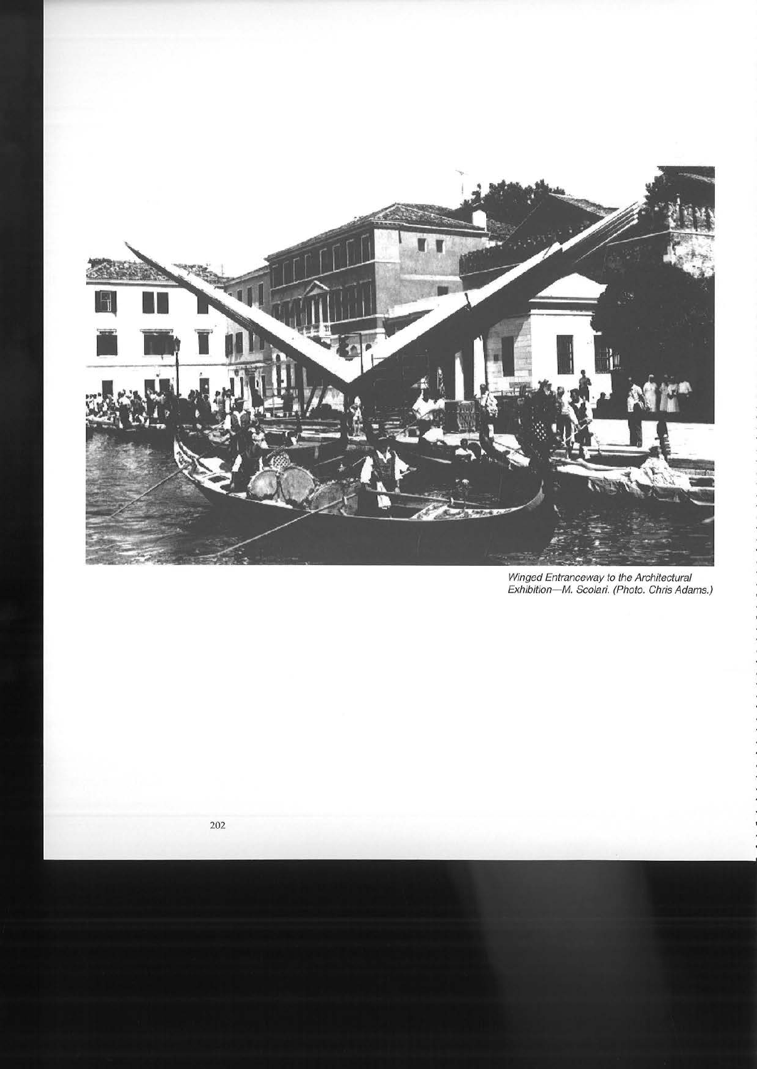*Winged Entranceway to the Architectural Exhibition—M. Scolari. (Photo. Chris Adams.)*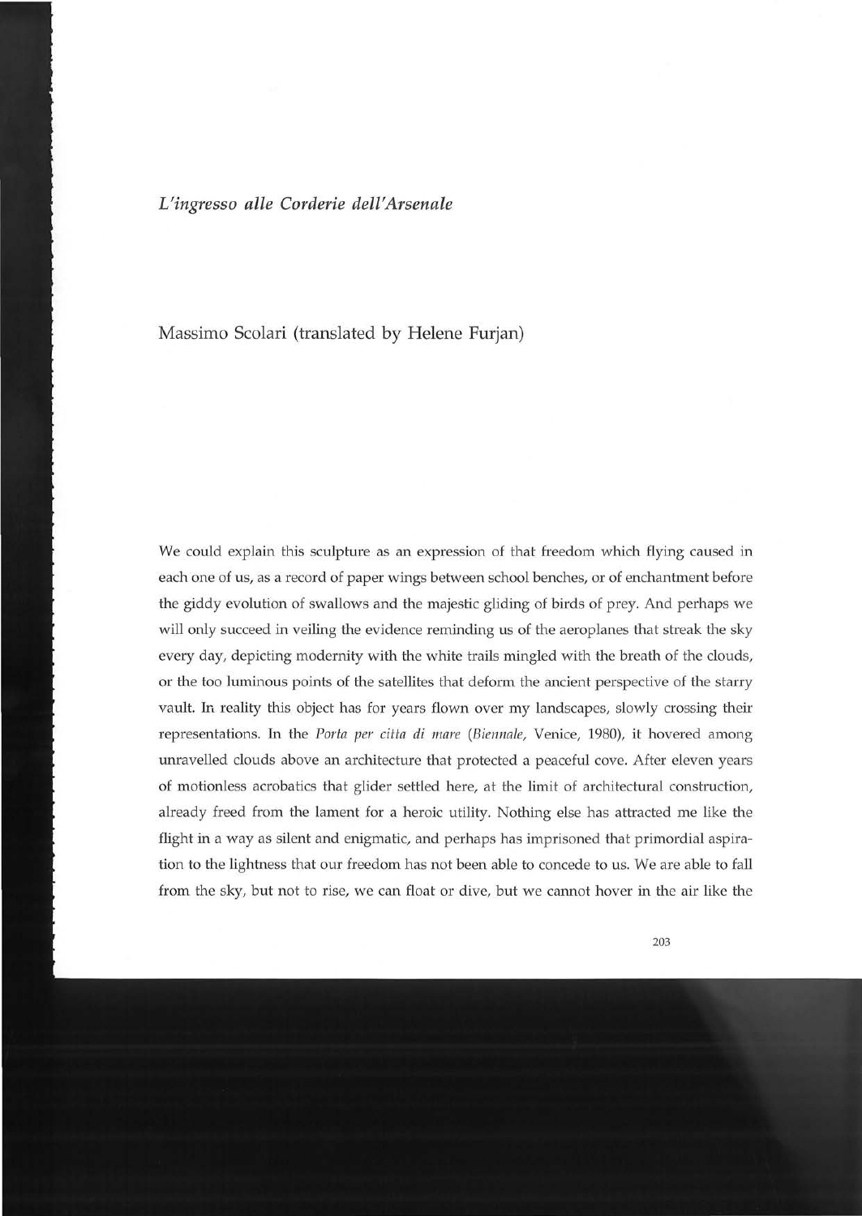*L'ingresso alle Corderie dell'Arsenale*

Massimo Scolari (translated by Helene Furjan)

We could explain this sculpture as an expression of that freedom which flying caused in each one of us, as a record of paper wings between school benches, or of enchantment before the giddy evolution of swallows and the majestic gliding of birds of prey. And perhaps we will only succeed in veiling the evidence reminding us of the aeroplanes that streak the sky every day, depicting modernity with the white trails mingled with the breath of the clouds, or the too luminous points of the satellites that deform the ancient perspective of the starry vault. In reality this object has for years flown over my landscapes, slowly crossing their representations. In the *Porta per citta di mare* (*Biennale*, Venice, 1980), it hovered among unravelled clouds above an architecture that protected a peaceful cove. After eleven years of motionless acrobatics that glider settled here, at the limit of architectural construction, already freed from the lament for a heroic utility. Nothing else has attracted me like the flight in a way as silent and enigmatic, and perhaps has imprisoned that primordial aspiration to the lightness that our freedom has not been able to concede to us. We are able to fall from the sky, but not to rise, we can float or dive, but we cannot hover in the air like the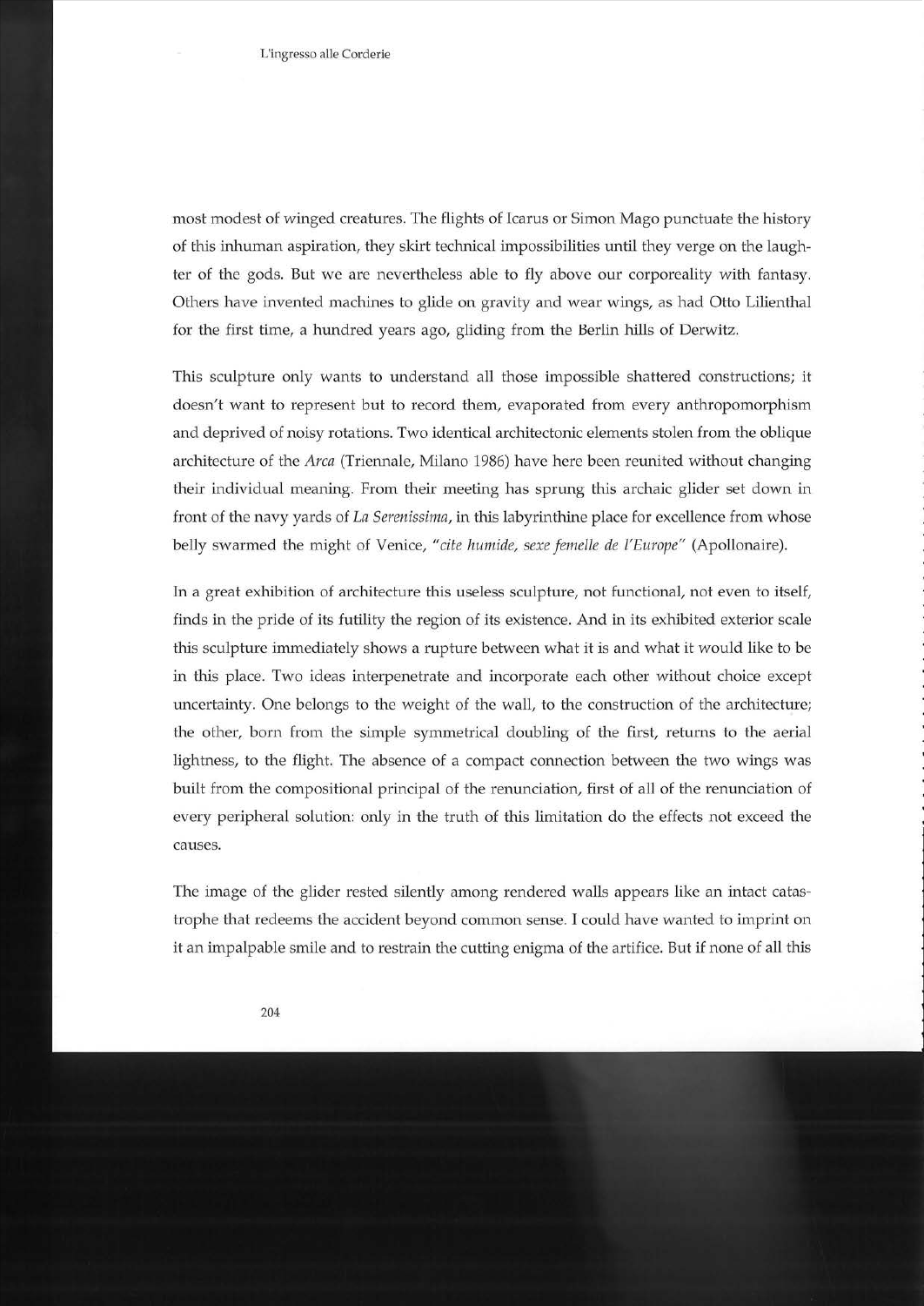most modest of winged creatures. The flights of Icarus or Simon Mago punctuate the history of this inhuman aspiration, they skirt technical impossibilities until they verge on the laughter of the gods. But we are nevertheless able to fly above our corporeality with fantasy. Others have invented machines to glide on gravity and wear wings, as had Otto Lilienthal for the first time, a hundred years ago, gliding from the Berlin hills of Derwitz.

This sculpture only wants to understand all those impossible shattered constructions; it doesn't want to represent but to record them, evaporated from every anthropomorphism and deprived of noisy rotations. Two identical architectonic elements stolen from the oblique architecture of the *Arca* (Triennale, Milano 1986) have here been reunited without changing their individual meaning. From their meeting has sprung this archaic glider set down in front of the navy yards of *La Serenissima*, in this labyrinthine place for excellence from whose belly swarmed the might of Venice, "*cite humide, sexe femelle de l'Europe*" (Apollonaire).

In a great exhibition of architecture this useless sculpture, not functional, not even to itself, finds in the pride of its futility the region of its existence. And in its exhibited exterior scale this sculpture immediately shows a rupture between what it is and what it would like to be in this place. Two ideas interpenetrate and incorporate each other without choice except uncertainty. One belongs to the weight of the wall, to the construction of the architecture; the other, born from the simple symmetrical doubling of the first, returns to the aerial lightness, to the flight. The absence of a compact connection between the two wings was built from the compositional principal of the renunciation, first of all of the renunciation of every peripheral solution: only in the truth of this limitation do the effects not exceed the causes.

The image of the glider rested silently among rendered walls appears like an intact catastrophe that redeems the accident beyond common sense. I could have wanted to imprint on it an impalpable smile and to restrain the cutting enigma of the artifice. But if none of all this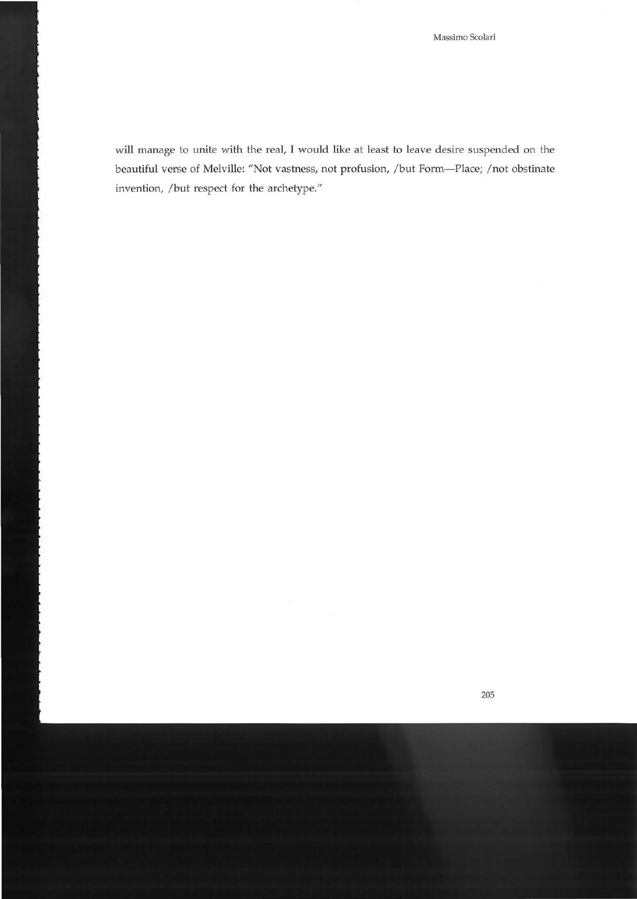will manage to unite with the real, I would like at least to leave desire suspended on the beautiful verse of Melville: "Not vastness, not profusion, /but Form—Place; /not obstinate invention, /but respect for the archetype."